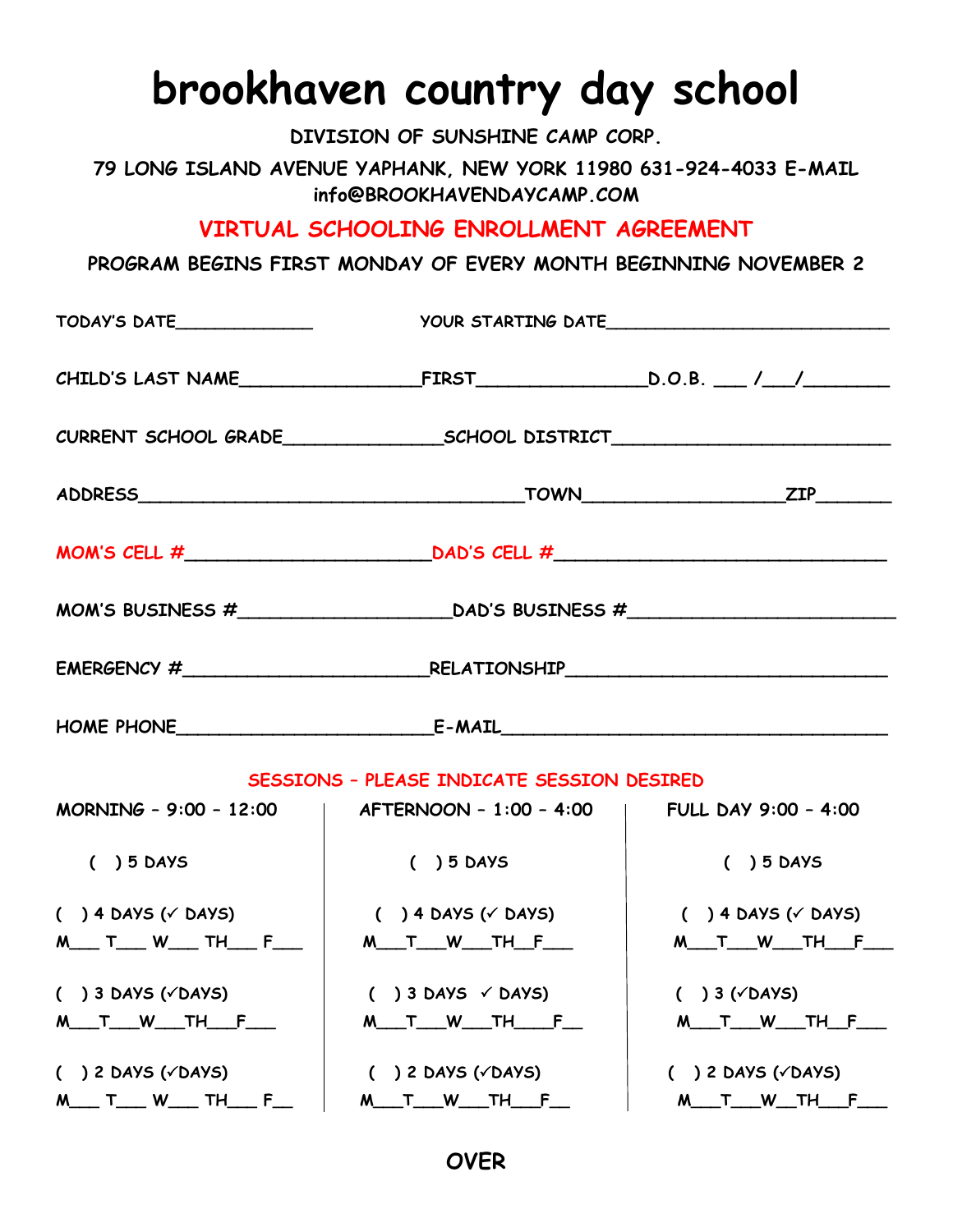# brookhaven country day school

DIVISION OF SUNSHINE CAMP CORP.

79 LONG ISLAND AVENUE YAPHANK, NEW YORK 11980 631-924-4033 E-MAIL info@BROOKHAVENDAYCAMP.COM

## VIRTUAL SCHOOLING ENROLLMENT AGREEMENT

PROGRAM BEGINS FIRST MONDAY OF EVERY MONTH BEGINNING NOVEMBER 2

TODAY'S DATE_____________ YOUR STARTING DATE__________________________

CHILD'S LAST NAME________________FIRST_______________D.O.B. ___ /___/_______

CURRENT SCHOOL GRADE______________SCHOOL DISTRICT________________________

ADDRESS___________________________________TOWN_________________ZIP_______

MOM'S CELL #_____________________DAD'S CELL #_____________________________

MOM'S BUSINESS #___________________DAD'S BUSINESS #_______________________

EMERGENCY #_____________________RELATIONSHIP_____________________________

HOME PHONE______________________E-MAIL___________________________________

### SESSIONS – PLEASE INDICATE SESSION DESIRED

| MORNING – 9:00 – 12:00 | AFTERNOON – 1:00 – 4:00 | FULL DAY 9:00 – 4:00 |
|---|---|---|
| ( ) 5 DAYS | ( ) 5 DAYS | ( ) 5 DAYS |
| ( ) 4 DAYS (✓ DAYS) M___ T___ W___ TH___ F___ | ( ) 4 DAYS (✓ DAYS) M___T___W___TH__F___ | ( ) 4 DAYS (✓ DAYS) M___T___W___TH___F___ |
| ( ) 3 DAYS (✓DAYS) M___T___W___TH___F___ | ( ) 3 DAYS ✓ DAYS) M___T___W___TH___F__ | ( ) 3 (✓DAYS) M___T___W___TH__F___ |
| ( ) 2 DAYS (✓DAYS) M___ T___ W___ TH___ F__ | ( ) 2 DAYS (✓DAYS) M___T___W___TH___F__ | ( ) 2 DAYS (✓DAYS) M___T___W__TH___F___ |

OVER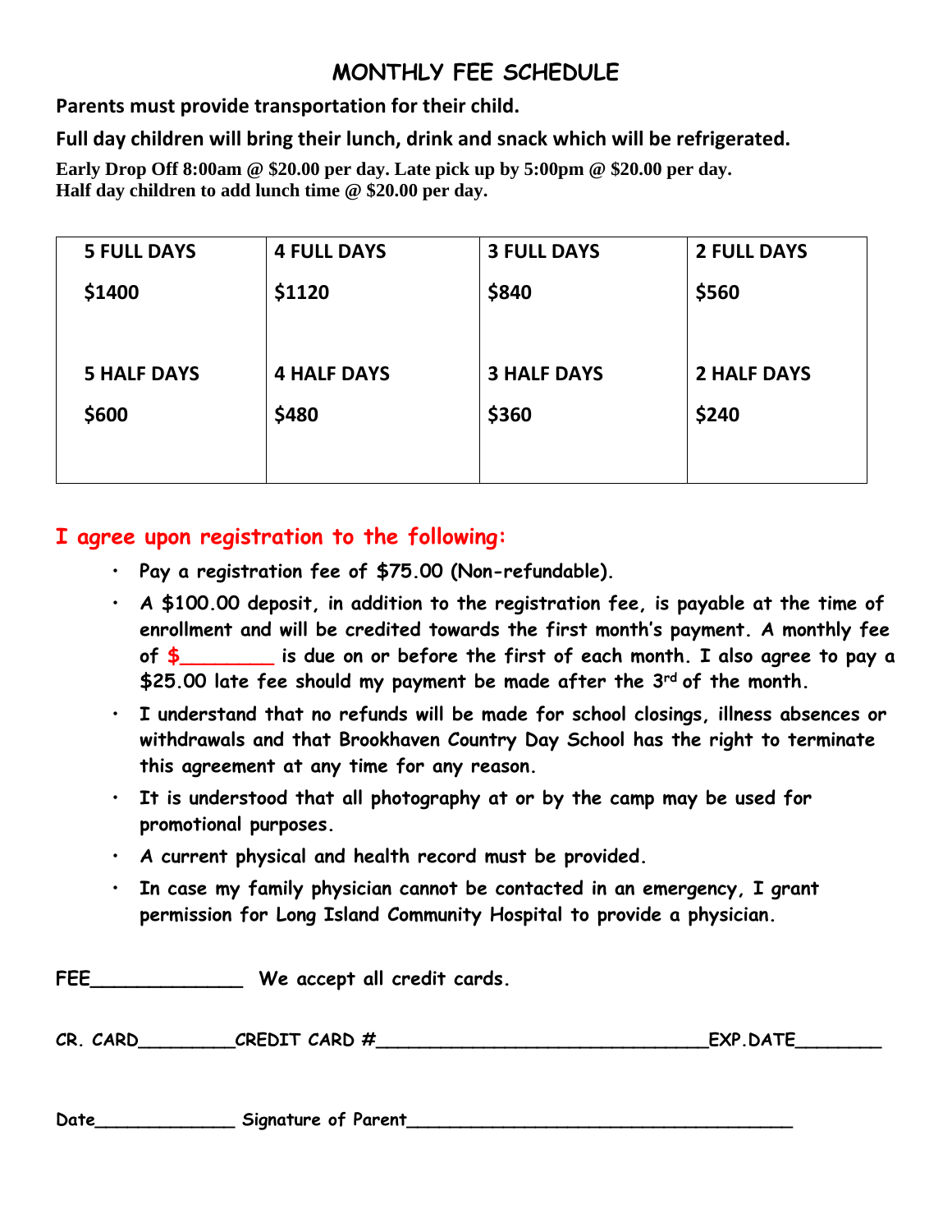# MONTHLY FEE SCHEDULE

**Parents must provide transportation for their child.**

**Full day children will bring their lunch, drink and snack which will be refrigerated.**

**Early Drop Off 8:00am @ $20.00 per day. Late pick up by 5:00pm @ $20.00 per day.**
**Half day children to add lunch time @ $20.00 per day.**

| | | | |
|---|---|---|---|
| **5 FULL DAYS** | **4 FULL DAYS** | **3 FULL DAYS** | **2 FULL DAYS** |
| **$1400** | **$1120** | **$840** | **$560** |
| **5 HALF DAYS** | **4 HALF DAYS** | **3 HALF DAYS** | **2 HALF DAYS** |
| **$600** | **$480** | **$360** | **$240** |

## I agree upon registration to the following:

- Pay a registration fee of $75.00 (Non-refundable).
- A $100.00 deposit, in addition to the registration fee, is payable at the time of enrollment and will be credited towards the first month's payment. A monthly fee of $________ is due on or before the first of each month. I also agree to pay a $25.00 late fee should my payment be made after the 3rd of the month.
- I understand that no refunds will be made for school closings, illness absences or withdrawals and that Brookhaven Country Day School has the right to terminate this agreement at any time for any reason.
- It is understood that all photography at or by the camp may be used for promotional purposes.
- A current physical and health record must be provided.
- In case my family physician cannot be contacted in an emergency, I grant permission for Long Island Community Hospital to provide a physician.

FEE_____________ We accept all credit cards.

CR. CARD_________CREDIT CARD #______________________________EXP.DATE________

Date_____________ Signature of Parent___________________________________